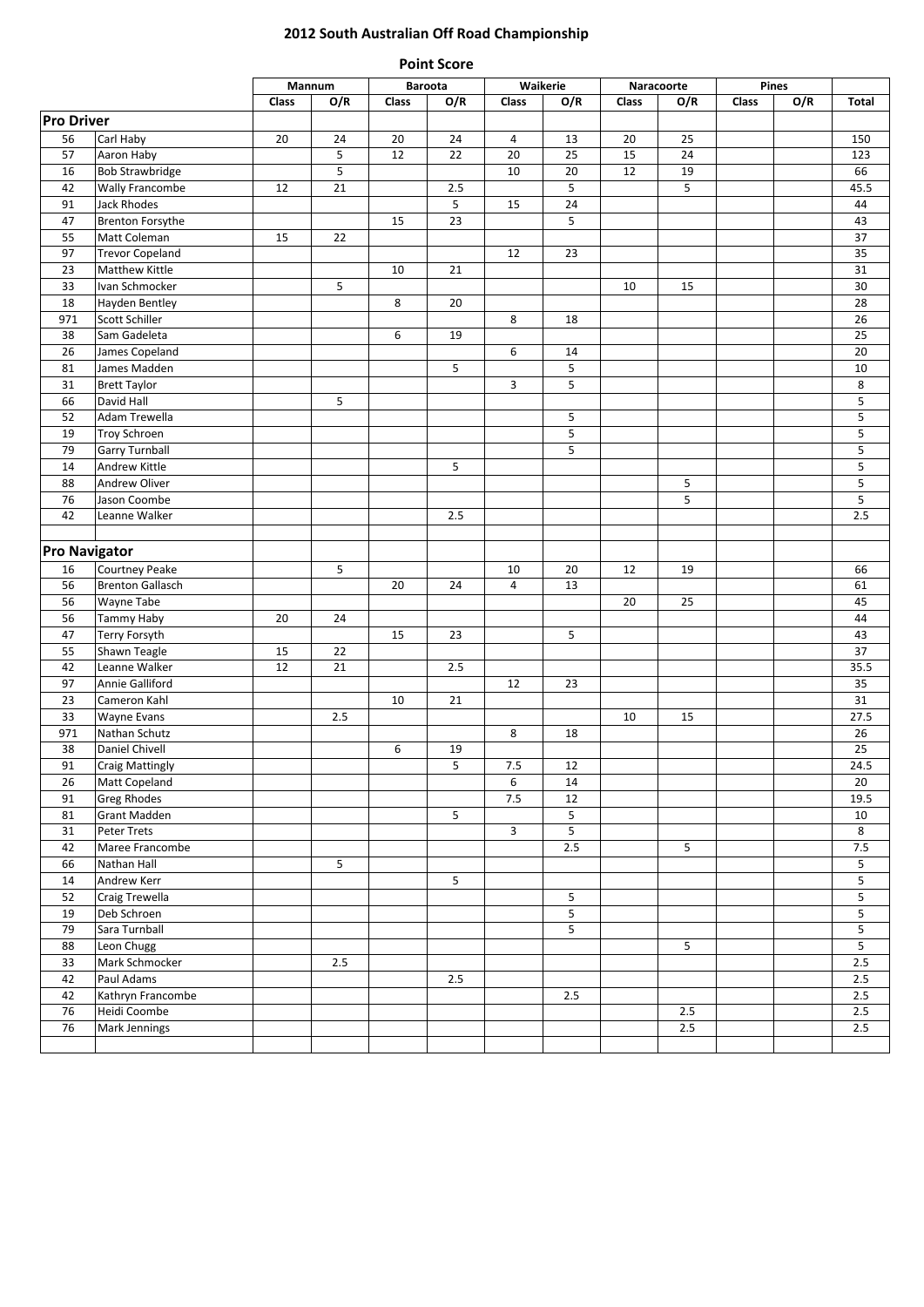# 2012 South Australian Off Road Championship

## Point Score

| | | Mannum | | Baroota | | Waikerie | | Naracoorte | | Pines | | |
|---|---|---|---|---|---|---|---|---|---|---|---|---|
| | | Class | O/R | Class | O/R | Class | O/R | Class | O/R | Class | O/R | Total |
| **Pro Driver** | | | | | | | | | | | | |
| 56 | Carl Haby | 20 | 24 | 20 | 24 | 4 | 13 | 20 | 25 | | | 150 |
| 57 | Aaron Haby | | 5 | 12 | 22 | 20 | 25 | 15 | 24 | | | 123 |
| 16 | Bob Strawbridge | | 5 | | | 10 | 20 | 12 | 19 | | | 66 |
| 42 | Wally Francombe | 12 | 21 | | 2.5 | | 5 | | 5 | | | 45.5 |
| 91 | Jack Rhodes | | | | 5 | 15 | 24 | | | | | 44 |
| 47 | Brenton Forsythe | | | 15 | 23 | | 5 | | | | | 43 |
| 55 | Matt Coleman | 15 | 22 | | | | | | | | | 37 |
| 97 | Trevor Copeland | | | | | 12 | 23 | | | | | 35 |
| 23 | Matthew Kittle | | | 10 | 21 | | | | | | | 31 |
| 33 | Ivan Schmocker | | 5 | | | | | 10 | 15 | | | 30 |
| 18 | Hayden Bentley | | | 8 | 20 | | | | | | | 28 |
| 971 | Scott Schiller | | | | | 8 | 18 | | | | | 26 |
| 38 | Sam Gadeleta | | | 6 | 19 | | | | | | | 25 |
| 26 | James Copeland | | | | | 6 | 14 | | | | | 20 |
| 81 | James Madden | | | | 5 | | 5 | | | | | 10 |
| 31 | Brett Taylor | | | | | 3 | 5 | | | | | 8 |
| 66 | David Hall | | 5 | | | | | | | | | 5 |
| 52 | Adam Trewella | | | | | | 5 | | | | | 5 |
| 19 | Troy Schroen | | | | | | 5 | | | | | 5 |
| 79 | Garry Turnball | | | | | | 5 | | | | | 5 |
| 14 | Andrew Kittle | | | | 5 | | | | | | | 5 |
| 88 | Andrew Oliver | | | | | | | | 5 | | | 5 |
| 76 | Jason Coombe | | | | | | | | 5 | | | 5 |
| 42 | Leanne Walker | | | | 2.5 | | | | | | | 2.5 |
| | | | | | | | | | | | | |
| **Pro Navigator** | | | | | | | | | | | | |
| 16 | Courtney Peake | | 5 | | | 10 | 20 | 12 | 19 | | | 66 |
| 56 | Brenton Gallasch | | | 20 | 24 | 4 | 13 | | | | | 61 |
| 56 | Wayne Tabe | | | | | | | 20 | 25 | | | 45 |
| 56 | Tammy Haby | 20 | 24 | | | | | | | | | 44 |
| 47 | Terry Forsyth | | | 15 | 23 | | 5 | | | | | 43 |
| 55 | Shawn Teagle | 15 | 22 | | | | | | | | | 37 |
| 42 | Leanne Walker | 12 | 21 | | 2.5 | | | | | | | 35.5 |
| 97 | Annie Galliford | | | | | 12 | 23 | | | | | 35 |
| 23 | Cameron Kahl | | | 10 | 21 | | | | | | | 31 |
| 33 | Wayne Evans | | 2.5 | | | | | 10 | 15 | | | 27.5 |
| 971 | Nathan Schutz | | | | | 8 | 18 | | | | | 26 |
| 38 | Daniel Chivell | | | 6 | 19 | | | | | | | 25 |
| 91 | Craig Mattingly | | | | 5 | 7.5 | 12 | | | | | 24.5 |
| 26 | Matt Copeland | | | | | 6 | 14 | | | | | 20 |
| 91 | Greg Rhodes | | | | | 7.5 | 12 | | | | | 19.5 |
| 81 | Grant Madden | | | | 5 | | 5 | | | | | 10 |
| 31 | Peter Trets | | | | | 3 | 5 | | | | | 8 |
| 42 | Maree Francombe | | | | | | 2.5 | | 5 | | | 7.5 |
| 66 | Nathan Hall | | 5 | | | | | | | | | 5 |
| 14 | Andrew Kerr | | | | 5 | | | | | | | 5 |
| 52 | Craig Trewella | | | | | | 5 | | | | | 5 |
| 19 | Deb Schroen | | | | | | 5 | | | | | 5 |
| 79 | Sara Turnball | | | | | | 5 | | | | | 5 |
| 88 | Leon Chugg | | | | | | | | 5 | | | 5 |
| 33 | Mark Schmocker | | 2.5 | | | | | | | | | 2.5 |
| 42 | Paul Adams | | | | 2.5 | | | | | | | 2.5 |
| 42 | Kathryn Francombe | | | | | | 2.5 | | | | | 2.5 |
| 76 | Heidi Coombe | | | | | | | | 2.5 | | | 2.5 |
| 76 | Mark Jennings | | | | | | | | 2.5 | | | 2.5 |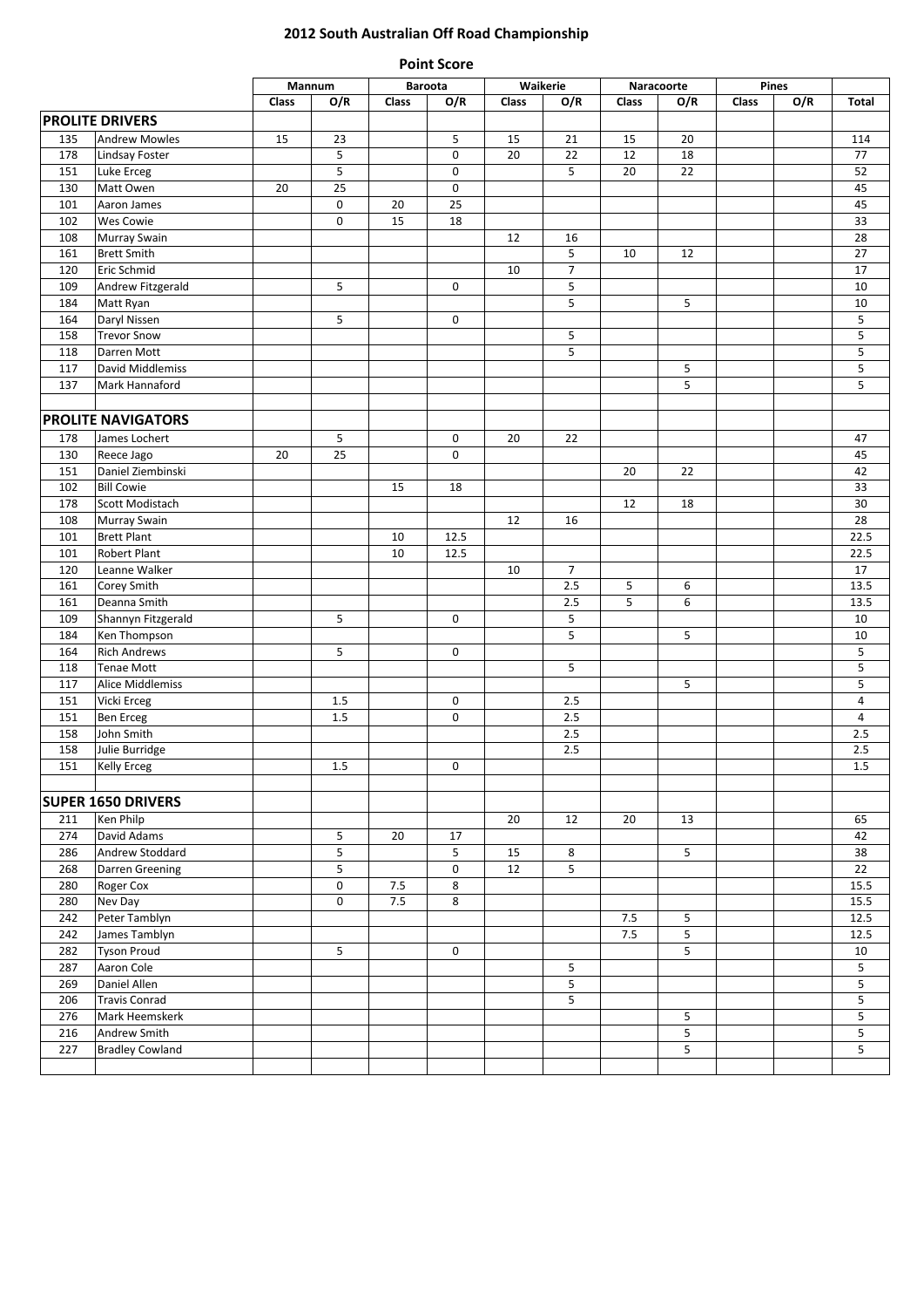# 2012 South Australian Off Road Championship

## Point Score

| | | Mannum | | Barootа | | Waikerie | | Naracoorte | | Pines | | |
|---|---|---|---|---|---|---|---|---|---|---|---|---|
| | | Class | O/R | Class | O/R | Class | O/R | Class | O/R | Class | O/R | Total |
| **PROLITE DRIVERS** | | | | | | | | | | | | |
| 135 | Andrew Mowles | 15 | 23 | | 5 | 15 | 21 | 15 | 20 | | | 114 |
| 178 | Lindsay Foster | | 5 | | 0 | 20 | 22 | 12 | 18 | | | 77 |
| 151 | Luke Erceg | | 5 | | 0 | | 5 | 20 | 22 | | | 52 |
| 130 | Matt Owen | 20 | 25 | | 0 | | | | | | | 45 |
| 101 | Aaron James | | 0 | 20 | 25 | | | | | | | 45 |
| 102 | Wes Cowie | | 0 | 15 | 18 | | | | | | | 33 |
| 108 | Murray Swain | | | | | 12 | 16 | | | | | 28 |
| 161 | Brett Smith | | | | | | 5 | 10 | 12 | | | 27 |
| 120 | Eric Schmid | | | | | 10 | 7 | | | | | 17 |
| 109 | Andrew Fitzgerald | | 5 | | 0 | | 5 | | | | | 10 |
| 184 | Matt Ryan | | | | | | 5 | | 5 | | | 10 |
| 164 | Daryl Nissen | | 5 | | 0 | | | | | | | 5 |
| 158 | Trevor Snow | | | | | | 5 | | | | | 5 |
| 118 | Darren Mott | | | | | | 5 | | | | | 5 |
| 117 | David Middlemiss | | | | | | | | 5 | | | 5 |
| 137 | Mark Hannaford | | | | | | | | 5 | | | 5 |
| | | | | | | | | | | | | |
| **PROLITE NAVIGATORS** | | | | | | | | | | | | |
| 178 | James Lochert | | 5 | | 0 | 20 | 22 | | | | | 47 |
| 130 | Reece Jago | 20 | 25 | | 0 | | | | | | | 45 |
| 151 | Daniel Ziembinski | | | | | | | 20 | 22 | | | 42 |
| 102 | Bill Cowie | | | 15 | 18 | | | | | | | 33 |
| 178 | Scott Modistach | | | | | | | 12 | 18 | | | 30 |
| 108 | Murray Swain | | | | | 12 | 16 | | | | | 28 |
| 101 | Brett Plant | | | 10 | 12.5 | | | | | | | 22.5 |
| 101 | Robert Plant | | | 10 | 12.5 | | | | | | | 22.5 |
| 120 | Leanne Walker | | | | | 10 | 7 | | | | | 17 |
| 161 | Corey Smith | | | | | | 2.5 | 5 | 6 | | | 13.5 |
| 161 | Deanna Smith | | | | | | 2.5 | 5 | 6 | | | 13.5 |
| 109 | Shannyn Fitzgerald | | 5 | | 0 | | 5 | | | | | 10 |
| 184 | Ken Thompson | | | | | | 5 | | 5 | | | 10 |
| 164 | Rich Andrews | | 5 | | 0 | | | | | | | 5 |
| 118 | Tenae Mott | | | | | | 5 | | | | | 5 |
| 117 | Alice Middlemiss | | | | | | | | 5 | | | 5 |
| 151 | Vicki Erceg | | 1.5 | | 0 | | 2.5 | | | | | 4 |
| 151 | Ben Erceg | | 1.5 | | 0 | | 2.5 | | | | | 4 |
| 158 | John Smith | | | | | | 2.5 | | | | | 2.5 |
| 158 | Julie Burridge | | | | | | 2.5 | | | | | 2.5 |
| 151 | Kelly Erceg | | 1.5 | | 0 | | | | | | | 1.5 |
| | | | | | | | | | | | | |
| **SUPER 1650 DRIVERS** | | | | | | | | | | | | |
| 211 | Ken Philp | | | | | 20 | 12 | 20 | 13 | | | 65 |
| 274 | David Adams | | 5 | 20 | 17 | | | | | | | 42 |
| 286 | Andrew Stoddard | | 5 | | 5 | 15 | 8 | | 5 | | | 38 |
| 268 | Darren Greening | | 5 | | 0 | 12 | 5 | | | | | 22 |
| 280 | Roger Cox | | 0 | 7.5 | 8 | | | | | | | 15.5 |
| 280 | Nev Day | | 0 | 7.5 | 8 | | | | | | | 15.5 |
| 242 | Peter Tamblyn | | | | | | | 7.5 | 5 | | | 12.5 |
| 242 | James Tamblyn | | | | | | | 7.5 | 5 | | | 12.5 |
| 282 | Tyson Proud | | 5 | | 0 | | | | 5 | | | 10 |
| 287 | Aaron Cole | | | | | | 5 | | | | | 5 |
| 269 | Daniel Allen | | | | | | 5 | | | | | 5 |
| 206 | Travis Conrad | | | | | | 5 | | | | | 5 |
| 276 | Mark Heemskerk | | | | | | | | 5 | | | 5 |
| 216 | Andrew Smith | | | | | | | | 5 | | | 5 |
| 227 | Bradley Cowland | | | | | | | | 5 | | | 5 |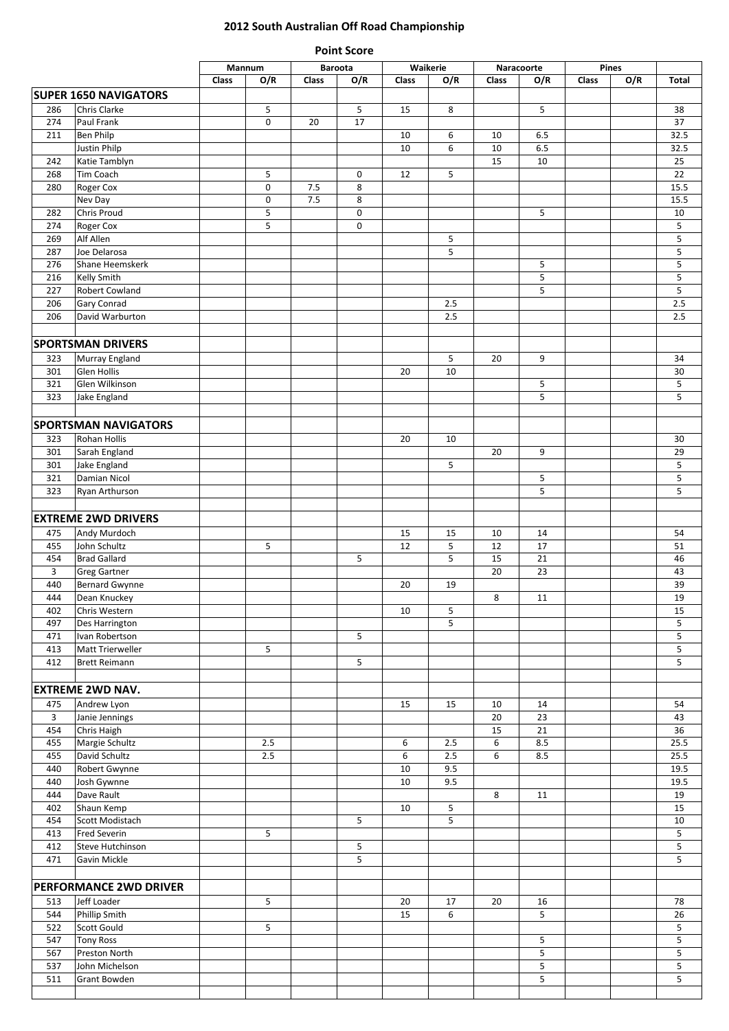# 2012 South Australian Off Road Championship

## Point Score

| | | Mannum | | Barota | | Waikerie | | Naracoorte | | Pines | | |
|---|---|---|---|---|---|---|---|---|---|---|---|---|
| | | Class | O/R | Class | O/R | Class | O/R | Class | O/R | Class | O/R | Total |
| **SUPER 1650 NAVIGATORS** | | | | | | | | | | | | |
| 286 | Chris Clarke | | 5 | | 5 | 15 | 8 | | 5 | | | 38 |
| 274 | Paul Frank | | 0 | 20 | 17 | | | | | | | 37 |
| 211 | Ben Philp | | | | | 10 | 6 | 10 | 6.5 | | | 32.5 |
| | Justin Philp | | | | | 10 | 6 | 10 | 6.5 | | | 32.5 |
| 242 | Katie Tamblyn | | | | | | | 15 | 10 | | | 25 |
| 268 | Tim Coach | | 5 | | 0 | 12 | 5 | | | | | 22 |
| 280 | Roger Cox | | 0 | 7.5 | 8 | | | | | | | 15.5 |
| | Nev Day | | 0 | 7.5 | 8 | | | | | | | 15.5 |
| 282 | Chris Proud | | 5 | | 0 | | | | 5 | | | 10 |
| 274 | Roger Cox | | 5 | | 0 | | | | | | | 5 |
| 269 | Alf Allen | | | | | | 5 | | | | | 5 |
| 287 | Joe Delarosa | | | | | | 5 | | | | | 5 |
| 276 | Shane Heemskerk | | | | | | | | 5 | | | 5 |
| 216 | Kelly Smith | | | | | | | | 5 | | | 5 |
| 227 | Robert Cowland | | | | | | | | 5 | | | 5 |
| 206 | Gary Conrad | | | | | | 2.5 | | | | | 2.5 |
| 206 | David Warburton | | | | | | 2.5 | | | | | 2.5 |
| | | | | | | | | | | | | |
| **SPORTSMAN DRIVERS** | | | | | | | | | | | | |
| 323 | Murray England | | | | | | 5 | 20 | 9 | | | 34 |
| 301 | Glen Hollis | | | | | 20 | 10 | | | | | 30 |
| 321 | Glen Wilkinson | | | | | | | | 5 | | | 5 |
| 323 | Jake England | | | | | | | | 5 | | | 5 |
| | | | | | | | | | | | | |
| **SPORTSMAN NAVIGATORS** | | | | | | | | | | | | |
| 323 | Rohan Hollis | | | | | 20 | 10 | | | | | 30 |
| 301 | Sarah England | | | | | | | 20 | 9 | | | 29 |
| 301 | Jake England | | | | | | 5 | | | | | 5 |
| 321 | Damian Nicol | | | | | | | | 5 | | | 5 |
| 323 | Ryan Arthurson | | | | | | | | 5 | | | 5 |
| | | | | | | | | | | | | |
| **EXTREME 2WD DRIVERS** | | | | | | | | | | | | |
| 475 | Andy Murdoch | | | | | 15 | 15 | 10 | 14 | | | 54 |
| 455 | John Schultz | | 5 | | | 12 | 5 | 12 | 17 | | | 51 |
| 454 | Brad Gallard | | | | 5 | | 5 | 15 | 21 | | | 46 |
| 3 | Greg Gartner | | | | | | | 20 | 23 | | | 43 |
| 440 | Bernard Gwynne | | | | | 20 | 19 | | | | | 39 |
| 444 | Dean Knuckey | | | | | | | 8 | 11 | | | 19 |
| 402 | Chris Western | | | | | 10 | 5 | | | | | 15 |
| 497 | Des Harrington | | | | | | 5 | | | | | 5 |
| 471 | Ivan Robertson | | | | 5 | | | | | | | 5 |
| 413 | Matt Trierweller | | 5 | | | | | | | | | 5 |
| 412 | Brett Reimann | | | | 5 | | | | | | | 5 |
| | | | | | | | | | | | | |
| **EXTREME 2WD NAV.** | | | | | | | | | | | | |
| 475 | Andrew Lyon | | | | | 15 | 15 | 10 | 14 | | | 54 |
| 3 | Janie Jennings | | | | | | | 20 | 23 | | | 43 |
| 454 | Chris Haigh | | | | | | | 15 | 21 | | | 36 |
| 455 | Margie Schultz | | 2.5 | | | 6 | 2.5 | 6 | 8.5 | | | 25.5 |
| 455 | David Schultz | | 2.5 | | | 6 | 2.5 | 6 | 8.5 | | | 25.5 |
| 440 | Robert Gwynne | | | | | 10 | 9.5 | | | | | 19.5 |
| 440 | Josh Gywnne | | | | | 10 | 9.5 | | | | | 19.5 |
| 444 | Dave Rault | | | | | | | 8 | 11 | | | 19 |
| 402 | Shaun Kemp | | | | | 10 | 5 | | | | | 15 |
| 454 | Scott Modistach | | | | 5 | | 5 | | | | | 10 |
| 413 | Fred Severin | | 5 | | | | | | | | | 5 |
| 412 | Steve Hutchinson | | | | 5 | | | | | | | 5 |
| 471 | Gavin Mickle | | | | 5 | | | | | | | 5 |
| | | | | | | | | | | | | |
| **PERFORMANCE 2WD DRIVER** | | | | | | | | | | | | |
| 513 | Jeff Loader | | 5 | | | 20 | 17 | 20 | 16 | | | 78 |
| 544 | Phillip Smith | | | | | 15 | 6 | | 5 | | | 26 |
| 522 | Scott Gould | | 5 | | | | | | | | | 5 |
| 547 | Tony Ross | | | | | | | | 5 | | | 5 |
| 567 | Preston North | | | | | | | | 5 | | | 5 |
| 537 | John Michelson | | | | | | | | 5 | | | 5 |
| 511 | Grant Bowden | | | | | | | | 5 | | | 5 |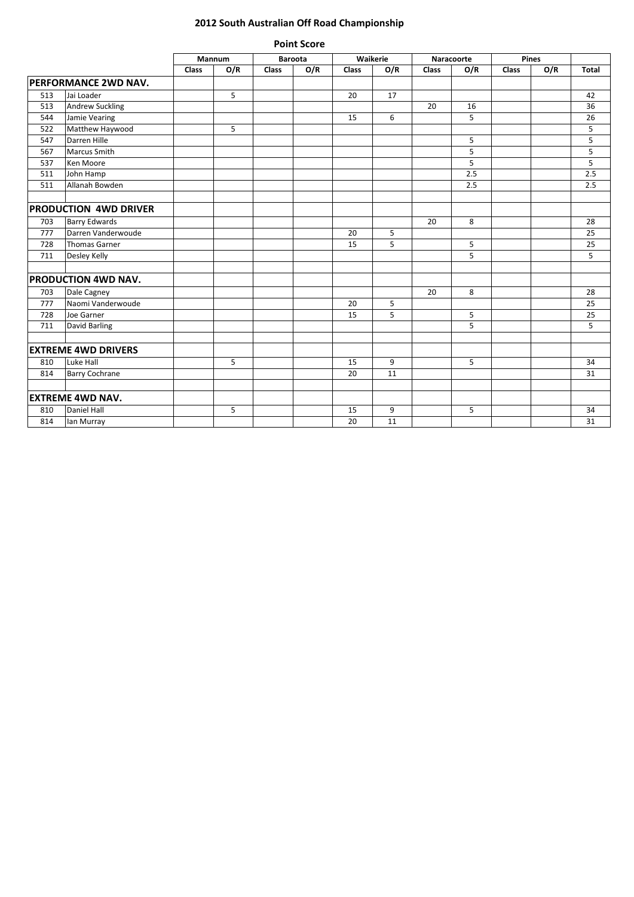# 2012 South Australian Off Road Championship

## Point Score

| | | Mannum | | Baroota | | Waikerie | | Naracoorte | | Pines | | |
|---|---|---|---|---|---|---|---|---|---|---|---|---|
| | | Class | O/R | Class | O/R | Class | O/R | Class | O/R | Class | O/R | Total |
| **PERFORMANCE 2WD NAV.** | | | | | | | | | | | | |
| 513 | Jai Loader | | 5 | | | 20 | 17 | | | | | 42 |
| 513 | Andrew Suckling | | | | | | | 20 | 16 | | | 36 |
| 544 | Jamie Vearing | | | | | 15 | 6 | | 5 | | | 26 |
| 522 | Matthew Haywood | | 5 | | | | | | | | | 5 |
| 547 | Darren Hille | | | | | | | | 5 | | | 5 |
| 567 | Marcus Smith | | | | | | | | 5 | | | 5 |
| 537 | Ken Moore | | | | | | | | 5 | | | 5 |
| 511 | John Hamp | | | | | | | | 2.5 | | | 2.5 |
| 511 | Allanah Bowden | | | | | | | | 2.5 | | | 2.5 |
| | | | | | | | | | | | | |
| **PRODUCTION 4WD DRIVER** | | | | | | | | | | | | |
| 703 | Barry Edwards | | | | | | | 20 | 8 | | | 28 |
| 777 | Darren Vanderwoude | | | | | 20 | 5 | | | | | 25 |
| 728 | Thomas Garner | | | | | 15 | 5 | | 5 | | | 25 |
| 711 | Desley Kelly | | | | | | | | 5 | | | 5 |
| | | | | | | | | | | | | |
| **PRODUCTION 4WD NAV.** | | | | | | | | | | | | |
| 703 | Dale Cagney | | | | | | | 20 | 8 | | | 28 |
| 777 | Naomi Vanderwoude | | | | | 20 | 5 | | | | | 25 |
| 728 | Joe Garner | | | | | 15 | 5 | | 5 | | | 25 |
| 711 | David Barling | | | | | | | | 5 | | | 5 |
| | | | | | | | | | | | | |
| **EXTREME 4WD DRIVERS** | | | | | | | | | | | | |
| 810 | Luke Hall | | 5 | | | 15 | 9 | | 5 | | | 34 |
| 814 | Barry Cochrane | | | | | 20 | 11 | | | | | 31 |
| | | | | | | | | | | | | |
| **EXTREME 4WD NAV.** | | | | | | | | | | | | |
| 810 | Daniel Hall | | 5 | | | 15 | 9 | | 5 | | | 34 |
| 814 | Ian Murray | | | | | 20 | 11 | | | | | 31 |